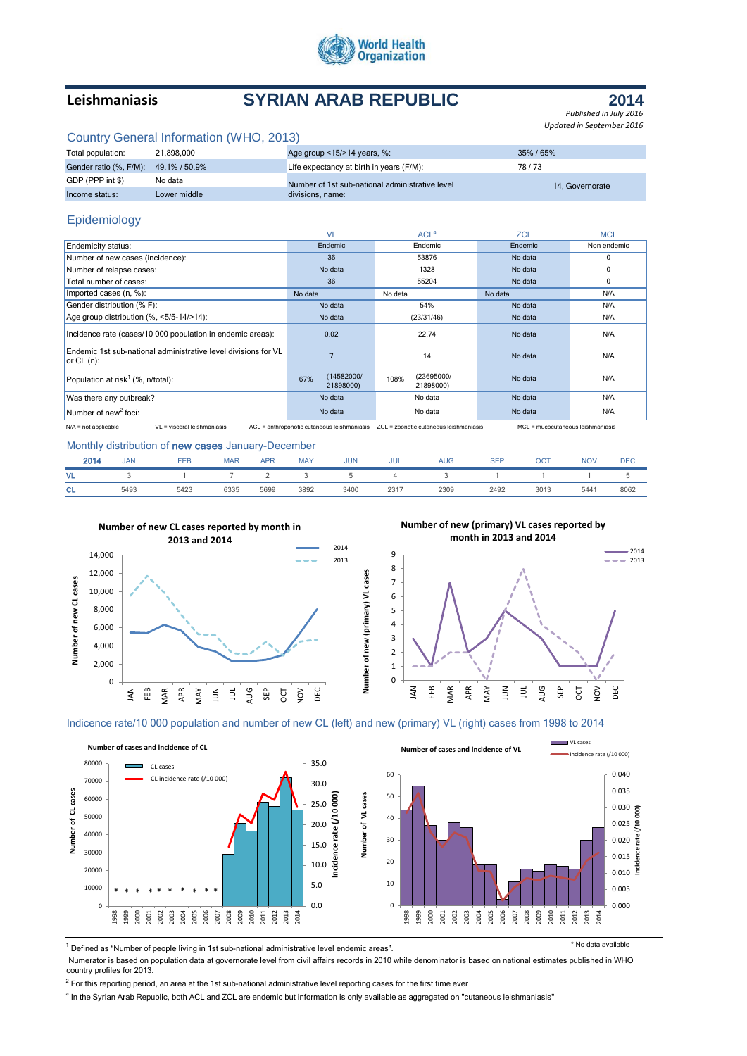World Health Organization

# Leishmaniasis — SYRIAN ARAB REPUBLIC — 2014

*Published in July 2016*
*Updated in September 2016*

## Country General Information (WHO, 2013)

| | | | |
|---|---|---|---|
| Total population: | 21,898,000 | Age group <15/>14 years, %: | 35% / 65% |
| Gender ratio (%, F/M): | 49.1% / 50.9% | Life expectancy at birth in years (F/M): | 78 / 73 |
| GDP (PPP int $) | No data | Number of 1st sub-national administrative level divisions, name: | 14, Governorate |
| Income status: | Lower middle | | |

## Epidemiology

| | VL | ACL[a] | ZCL | MCL |
|---|---|---|---|---|
| Endemicity status: | Endemic | Endemic | Endemic | Non endemic |
| Number of new cases (incidence): | 36 | 53876 | No data | 0 |
| Number of relapse cases: | No data | 1328 | No data | 0 |
| Total number of cases: | 36 | 55204 | No data | 0 |
| Imported cases (n, %): | No data | No data | No data | N/A |
| Gender distribution (% F): | No data | 54% | No data | N/A |
| Age group distribution (%, <5/5-14/>14): | No data | (23/31/46) | No data | N/A |
| Incidence rate (cases/10 000 population in endemic areas): | 0.02 | 22.74 | No data | N/A |
| Endemic 1st sub-national administrative level divisions for VL or CL (n): | 7 | 14 | No data | N/A |
| Population at risk[1] (%, n/total): | 67% (14582000/ 21898000) | 108% (23695000/ 21898000) | No data | N/A |
| Was there any outbreak? | No data | No data | No data | N/A |
| Number of new[2] foci: | No data | No data | No data | N/A |

N/A = not applicable  VL = visceral leishmaniasis  ACL = anthroponotic cutaneous leishmaniasis  ZCL = zoonotic cutaneous leishmaniasis  MCL = mucocutaneous leishmaniasis

## Monthly distribution of **new cases** January-December

| 2014 | JAN | FEB | MAR | APR | MAY | JUN | JUL | AUG | SEP | OCT | NOV | DEC |
|---|---|---|---|---|---|---|---|---|---|---|---|---|
| VL | 3 | 1 | 7 | 2 | 3 | 5 | 4 | 3 | 1 | 1 | 1 | 5 |
| CL | 5493 | 5423 | 6335 | 5699 | 3892 | 3400 | 2317 | 2309 | 2492 | 3013 | 5441 | 8062 |

**Number of new CL cases reported by month in 2013 and 2014**

**Number of new (primary) VL cases reported by month in 2013 and 2014**

## Indicence rate/10 000 population and number of new CL (left) and new (primary) VL (right) cases from 1998 to 2014

**Number of cases and incidence of CL**

**Number of cases and incidence of VL**

\* No data available

[1] Defined as "Number of people living in 1st sub-national administrative level endemic areas".
Numerator is based on population data at governorate level from civil affairs records in 2010 while denominator is based on national estimates published in WHO country profiles for 2013.

[2] For this reporting period, an area at the 1st sub-national administrative level reporting cases for the first time ever

[a] In the Syrian Arab Republic, both ACL and ZCL are endemic but information is only available as aggregated on "cutaneous leishmaniasis"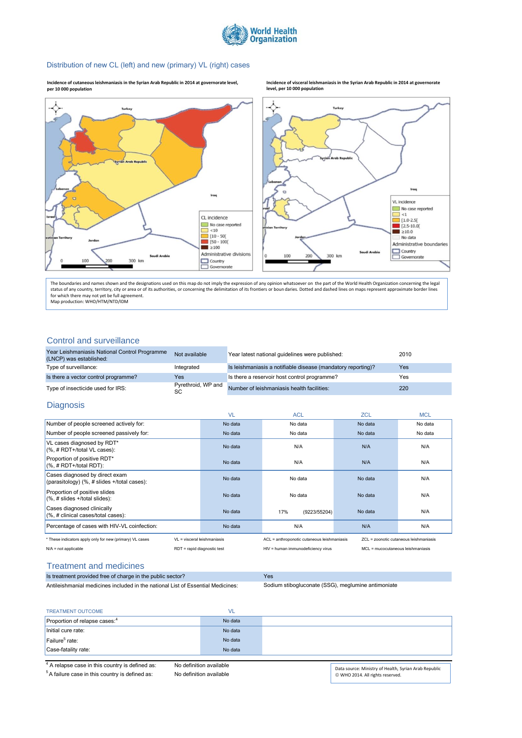## Distribution of new CL (left) and new (primary) VL (right) cases

**Incidence of cutaneous leishmaniasis in the Syrian Arab Republic in 2014 at governorate level, per 10 000 population**

Turkey
Syrian Arab Republic
Lebanon
Iraq
Israel
Palestinian Territory
Jordan
Saudi Arabia
0 100 200 300 km

CL incidence
No case reported
<10
[10 - 50[
[50 - 100[
≥100
Administrative divisions
Country
Governorate

**Incidence of visceral leishmaniasis in the Syrian Arab Republic in 2014 at governorate level, per 10 000 population**

Turkey
Syrian Arab Republic
Lebanon
Iraq
Israel
Palestinian Territory
Jordan
Saudi Arabia
0 100 200 300 km

VL incidence
No case reported
<1
[1.0-2.5[
[2.5-10.0[
≥10.0
No data
Administrative boundaries
Country
Governorate

The boundaries and names shown and the designations used on this map do not imply the expression of any opinion whatsoever on the part of the World Health Organization concerning the legal status of any country, territory, city or area or of its authorities, or concerning the delimitation of its frontiers or boun daries. Dotted and dashed lines on maps represent approximate border lines for which there may not yet be full agreement.
Map production: WHO/HTM/NTD/IDM

## Control and surveillance

| | | | |
|---|---|---|---|
| Year Leishmaniasis National Control Programme (LNCP) was established: | Not available | Year latest national guidelines were published: | 2010 |
| Type of surveillance: | Integrated | Is leishmaniasis a notifiable disease (mandatory reporting)? | Yes |
| Is there a vector control programme? | Yes | Is there a reservoir host control programme? | Yes |
| Type of insecticide used for IRS: | Pyrethroid, WP and SC | Number of leishmaniasis health facilities: | 220 |

## Diagnosis

| | VL | ACL | ZCL | MCL |
|---|---|---|---|---|
| Number of people screened actively for: | No data | No data | No data | No data |
| Number of people screened passively for: | No data | No data | No data | No data |
| VL cases diagnosed by RDT* (%, # RDT+/total VL cases): | No data | N/A | N/A | N/A |
| Proportion of positive RDT* (%, # RDT+/total RDT): | No data | N/A | N/A | N/A |
| Cases diagnosed by direct exam (parasitology) (%, # slides +/total cases): | No data | No data | No data | N/A |
| Proportion of positive slides (%, # slides +/total slides): | No data | No data | No data | N/A |
| Cases diagnosed clinically (%, # clinical cases/total cases): | No data | 17% (9223/55204) | No data | N/A |
| Percentage of cases with HIV-VL coinfection: | No data | N/A | N/A | N/A |

\* These indicators apply only for new (primary) VL cases
VL = visceral leishmaniasis
ACL = anthroponotic cutaneous leishmaniasis
ZCL = zoonotic cutaneous leishmaniasis
N/A = not applicable
RDT = rapid diagnostic test
HIV = human immunodeficiency virus
MCL = mucocutaneous leishmaniasis

## Treatment and medicines

| | |
|---|---|
| Is treatment provided free of charge in the public sector? | Yes |
| Antileishmanial medicines included in the national List of Essential Medicines: | Sodium stibogluconate (SSG), meglumine antimoniate |

| TREATMENT OUTCOME | VL |
|---|---|
| Proportion of relapse cases:[4] | No data |
| Initial cure rate: | No data |
| Failure[5] rate: | No data |
| Case-fatality rate: | No data |

[4] A relapse case in this country is defined as: No definition available
[5] A failure case in this country is defined as: No definition available

Data source: Ministry of Health, Syrian Arab Republic
© WHO 2014. All rights reserved.